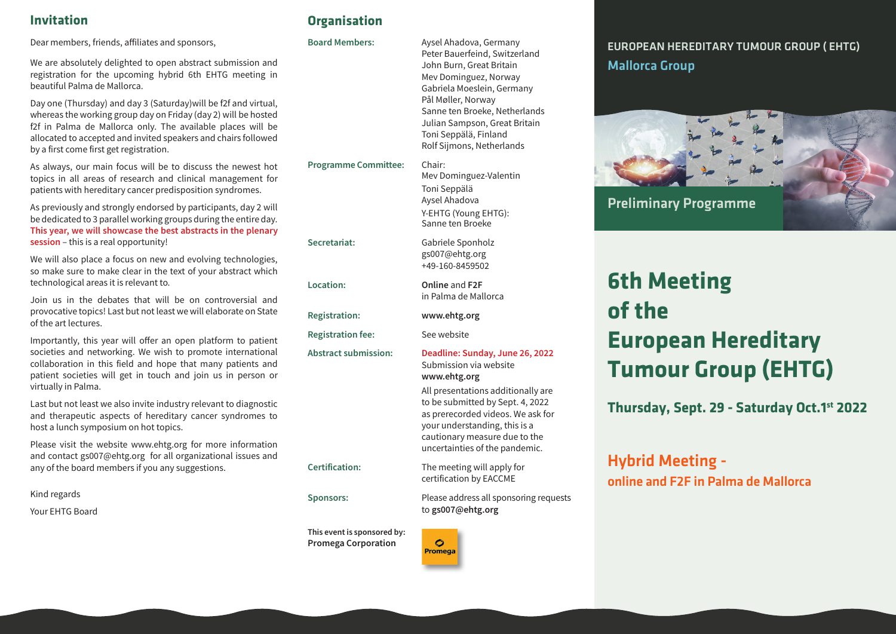## Invitation

Dear members, friends, affiliates and sponsors,

We are absolutely delighted to open abstract submission and registration for the upcoming hybrid 6th EHTG meeting in beautiful Palma de Mallorca.

Day one (Thursday) and day 3 (Saturday)will be f2f and virtual, whereas the working group day on Friday (day 2) will be hosted f2f in Palma de Mallorca only. The available places will be allocated to accepted and invited speakers and chairs followed by a first come first get registration.

As always, our main focus will be to discuss the newest hot topics in all areas of research and clinical management for patients with hereditary cancer predisposition syndromes.

As previously and strongly endorsed by participants, day 2 will be dedicated to 3 parallel working groups during the entire day. **This year, we will showcase the best abstracts in the plenary session** – this is a real opportunity!

We will also place a focus on new and evolving technologies, so make sure to make clear in the text of your abstract which technological areas it is relevant to.

Join us in the debates that will be on controversial and provocative topics! Last but not least we will elaborate on State of the art lectures.

Importantly, this year will offer an open platform to patient societies and networking. We wish to promote international collaboration in this field and hope that many patients and patient societies will get in touch and join us in person or virtually in Palma.

Last but not least we also invite industry relevant to diagnostic and therapeutic aspects of hereditary cancer syndromes to host a lunch symposium on hot topics.

Please visit the website www.ehtg.org for more information and contact gs007@ehtg.org for all organizational issues and any of the board members if you any suggestions.

Kind regards

Your EHTG Board

## Organisation

**Board Members:**
Aysel Ahadova, Germany
Peter Bauerfeind, Switzerland
John Burn, Great Britain
Mev Dominguez, Norway
Gabriela Moeslein, Germany
Pål Møller, Norway
Sanne ten Broeke, Netherlands
Julian Sampson, Great Britain
Toni Seppälä, Finland
Rolf Sijmons, Netherlands

**Programme Committee:**
Chair:
Mev Dominguez-Valentin
Toni Seppälä
Aysel Ahadova
Y-EHTG (Young EHTG):
Sanne ten Broeke

**Secretariat:**
Gabriele Sponholz
gs007@ehtg.org
+49-160-8459502

**Location:** **Online** and **F2F** in Palma de Mallorca

**Registration:** **www.ehtg.org**

**Registration fee:** See website

**Abstract submission:** **Deadline: Sunday, June 26, 2022**
Submission via website **www.ehtg.org**

All presentations additionally are to be submitted by Sept. 4, 2022 as prerecorded videos. We ask for your understanding, this is a cautionary measure due to the uncertainties of the pandemic.

**Certification:** The meeting will apply for certification by EACCME

**Sponsors:** Please address all sponsoring requests to **gs007@ehtg.org**

**This event is sponsored by:**
Promega Corporation

Promega

EUROPEAN HEREDITARY TUMOUR GROUP ( EHTG)
Mallorca Group

Preliminary Programme

# 6th Meeting of the European Hereditary Tumour Group (EHTG)

**Thursday, Sept. 29 - Saturday Oct.1st 2022**

## Hybrid Meeting - online and F2F in Palma de Mallorca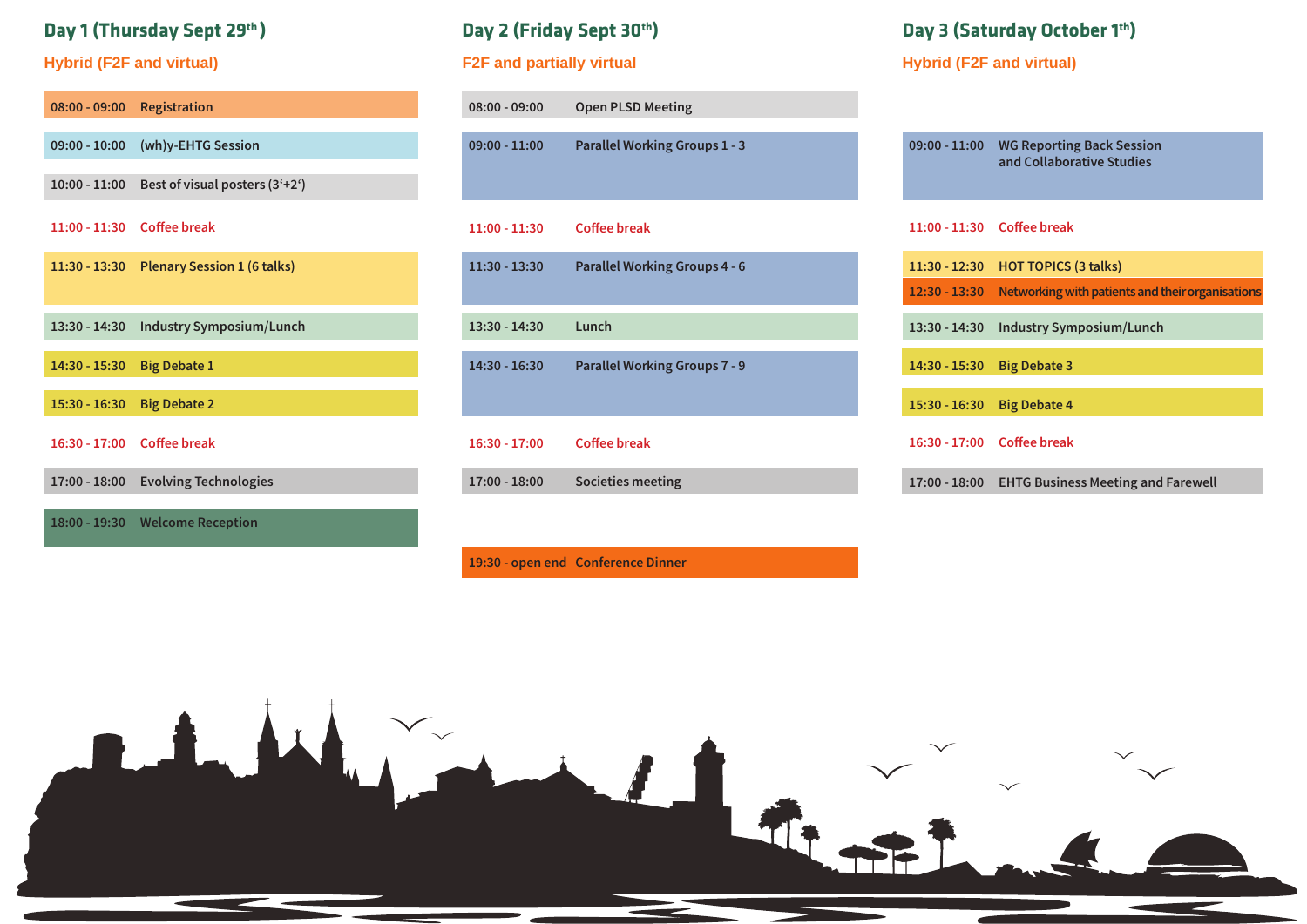## Day 1 (Thursday Sept 29th)

**Hybrid (F2F and virtual)**

| | |
|---|---|
| 08:00 - 09:00 | Registration |
| 09:00 - 10:00 | (wh)y-EHTG Session |
| 10:00 - 11:00 | Best of visual posters (3‘+2‘) |
| 11:00 - 11:30 | Coffee break |
| 11:30 - 13:30 | Plenary Session 1 (6 talks) |
| 13:30 - 14:30 | Industry Symposium/Lunch |
| 14:30 - 15:30 | Big Debate 1 |
| 15:30 - 16:30 | Big Debate 2 |
| 16:30 - 17:00 | Coffee break |
| 17:00 - 18:00 | Evolving Technologies |
| 18:00 - 19:30 | Welcome Reception |

## Day 2 (Friday Sept 30th)

**F2F and partially virtual**

| | |
|---|---|
| 08:00 - 09:00 | Open PLSD Meeting |
| 09:00 - 11:00 | Parallel Working Groups 1 - 3 |
| 11:00 - 11:30 | Coffee break |
| 11:30 - 13:30 | Parallel Working Groups 4 - 6 |
| 13:30 - 14:30 | Lunch |
| 14:30 - 16:30 | Parallel Working Groups 7 - 9 |
| 16:30 - 17:00 | Coffee break |
| 17:00 - 18:00 | Societies meeting |
| 19:30 - open end | Conference Dinner |

## Day 3 (Saturday October 1th)

**Hybrid (F2F and virtual)**

| | |
|---|---|
| 09:00 - 11:00 | WG Reporting Back Session and Collaborative Studies |
| 11:00 - 11:30 | Coffee break |
| 11:30 - 12:30 | HOT TOPICS (3 talks) |
| 12:30 - 13:30 | Networking with patients and their organisations |
| 13:30 - 14:30 | Industry Symposium/Lunch |
| 14:30 - 15:30 | Big Debate 3 |
| 15:30 - 16:30 | Big Debate 4 |
| 16:30 - 17:00 | Coffee break |
| 17:00 - 18:00 | EHTG Business Meeting and Farewell |